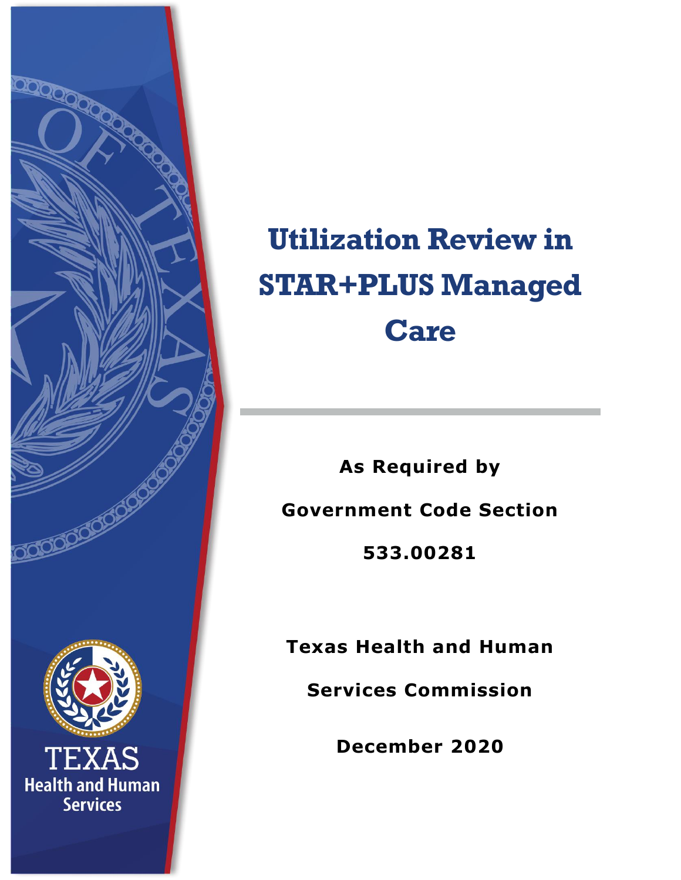# Utilization Review in STAR+PLUS Managed Care

**As Required by**

**Government Code Section**

**533.00281**

**Texas Health and Human**

**Services Commission**

**December 2020**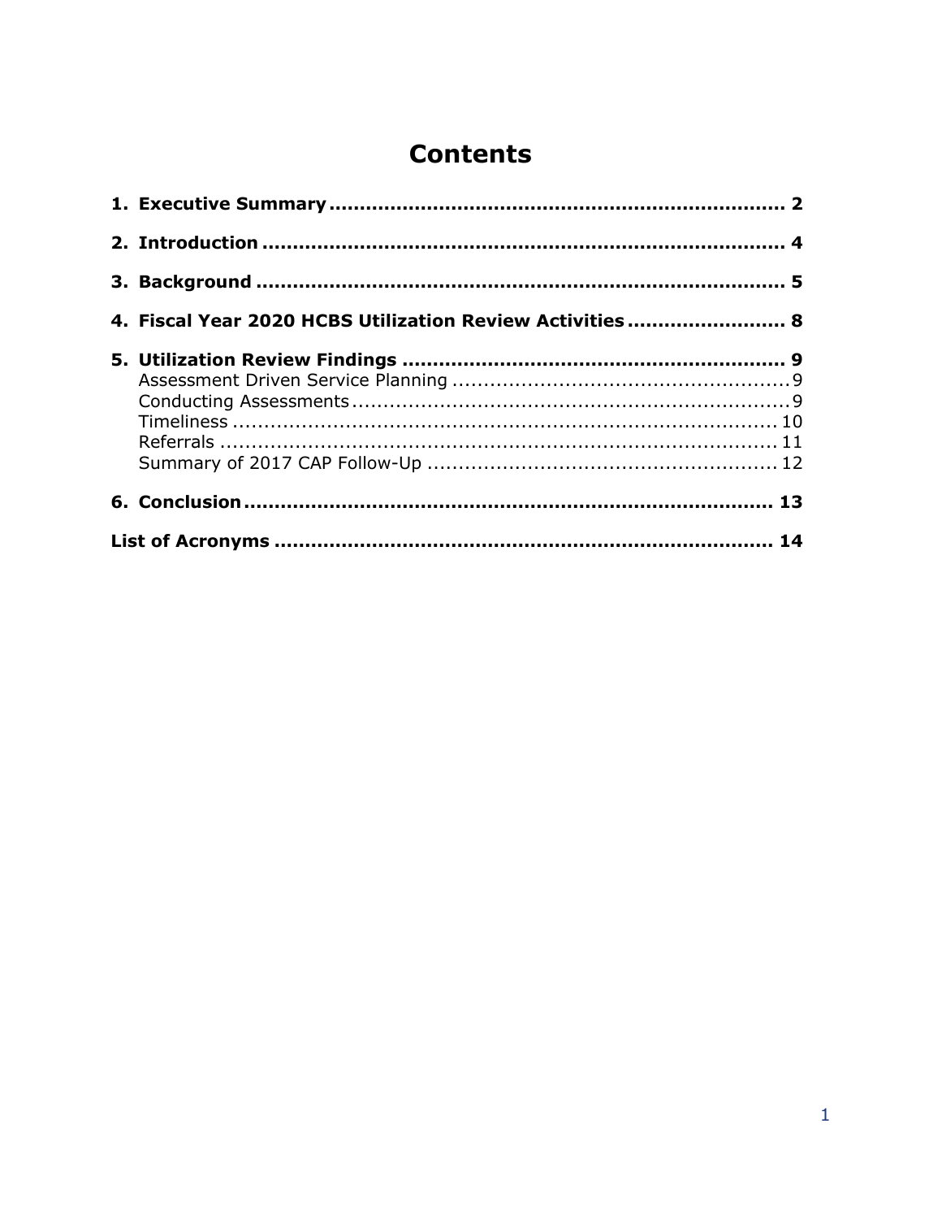# Contents

**1. Executive Summary** .......... **2**

**2. Introduction** .......... **4**

**3. Background** .......... **5**

**4. Fiscal Year 2020 HCBS Utilization Review Activities** .......... **8**

**5. Utilization Review Findings** .......... **9**

- Assessment Driven Service Planning .......... 9
- Conducting Assessments .......... 9
- Timeliness .......... 10
- Referrals .......... 11
- Summary of 2017 CAP Follow-Up .......... 12

**6. Conclusion** .......... **13**

**List of Acronyms** .......... **14**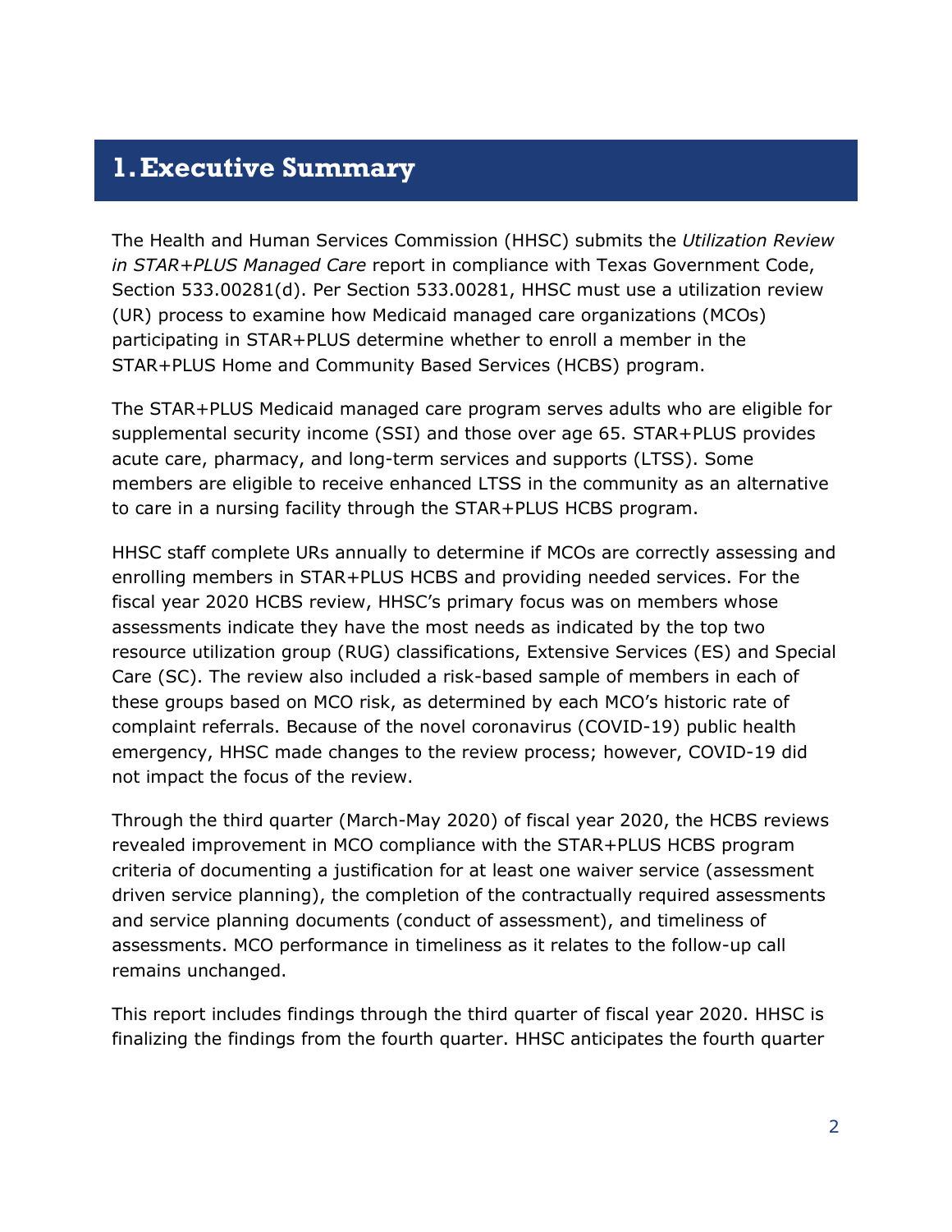# 1. Executive Summary

The Health and Human Services Commission (HHSC) submits the *Utilization Review in STAR+PLUS Managed Care* report in compliance with Texas Government Code, Section 533.00281(d). Per Section 533.00281, HHSC must use a utilization review (UR) process to examine how Medicaid managed care organizations (MCOs) participating in STAR+PLUS determine whether to enroll a member in the STAR+PLUS Home and Community Based Services (HCBS) program.

The STAR+PLUS Medicaid managed care program serves adults who are eligible for supplemental security income (SSI) and those over age 65. STAR+PLUS provides acute care, pharmacy, and long-term services and supports (LTSS). Some members are eligible to receive enhanced LTSS in the community as an alternative to care in a nursing facility through the STAR+PLUS HCBS program.

HHSC staff complete URs annually to determine if MCOs are correctly assessing and enrolling members in STAR+PLUS HCBS and providing needed services. For the fiscal year 2020 HCBS review, HHSC's primary focus was on members whose assessments indicate they have the most needs as indicated by the top two resource utilization group (RUG) classifications, Extensive Services (ES) and Special Care (SC). The review also included a risk-based sample of members in each of these groups based on MCO risk, as determined by each MCO's historic rate of complaint referrals. Because of the novel coronavirus (COVID-19) public health emergency, HHSC made changes to the review process; however, COVID-19 did not impact the focus of the review.

Through the third quarter (March-May 2020) of fiscal year 2020, the HCBS reviews revealed improvement in MCO compliance with the STAR+PLUS HCBS program criteria of documenting a justification for at least one waiver service (assessment driven service planning), the completion of the contractually required assessments and service planning documents (conduct of assessment), and timeliness of assessments. MCO performance in timeliness as it relates to the follow-up call remains unchanged.

This report includes findings through the third quarter of fiscal year 2020. HHSC is finalizing the findings from the fourth quarter. HHSC anticipates the fourth quarter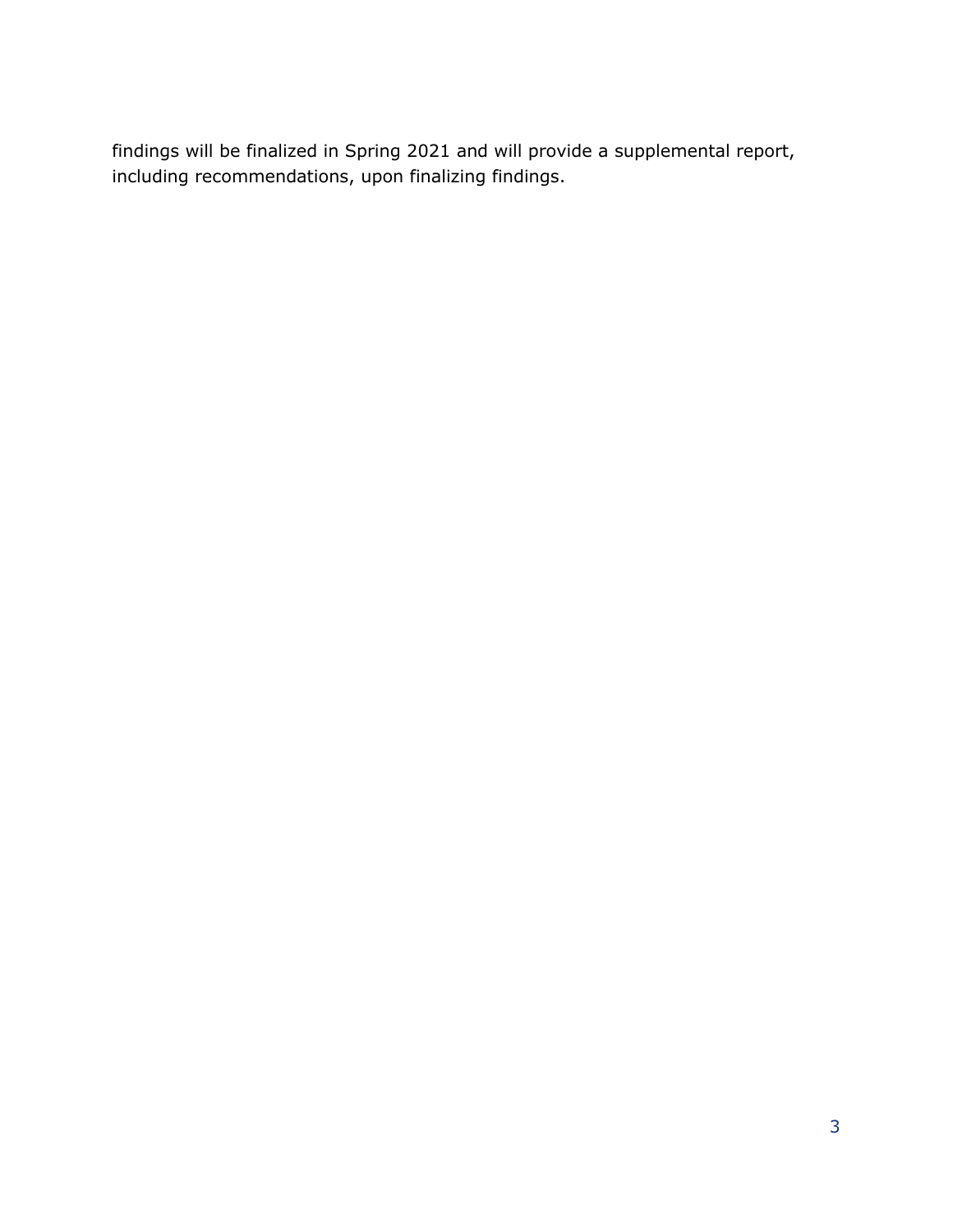findings will be finalized in Spring 2021 and will provide a supplemental report, including recommendations, upon finalizing findings.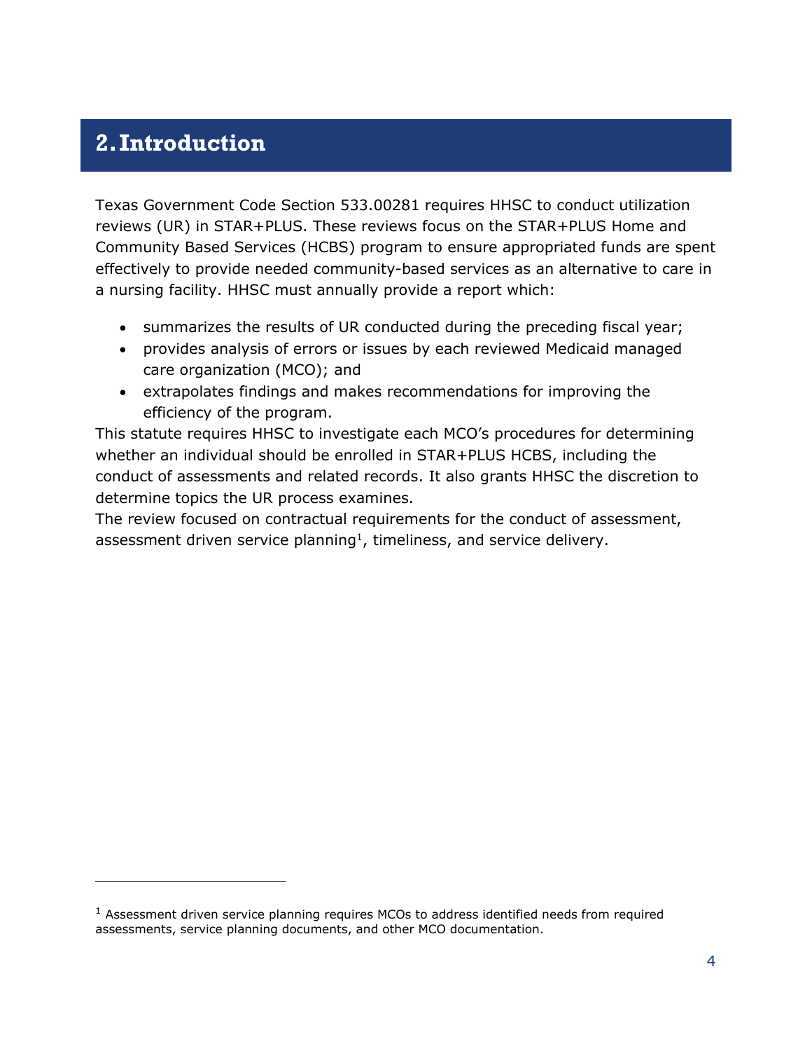# 2. Introduction

Texas Government Code Section 533.00281 requires HHSC to conduct utilization reviews (UR) in STAR+PLUS. These reviews focus on the STAR+PLUS Home and Community Based Services (HCBS) program to ensure appropriated funds are spent effectively to provide needed community-based services as an alternative to care in a nursing facility. HHSC must annually provide a report which:

- summarizes the results of UR conducted during the preceding fiscal year;
- provides analysis of errors or issues by each reviewed Medicaid managed care organization (MCO); and
- extrapolates findings and makes recommendations for improving the efficiency of the program.

This statute requires HHSC to investigate each MCO's procedures for determining whether an individual should be enrolled in STAR+PLUS HCBS, including the conduct of assessments and related records. It also grants HHSC the discretion to determine topics the UR process examines.

The review focused on contractual requirements for the conduct of assessment, assessment driven service planning[1], timeliness, and service delivery.

[1] Assessment driven service planning requires MCOs to address identified needs from required assessments, service planning documents, and other MCO documentation.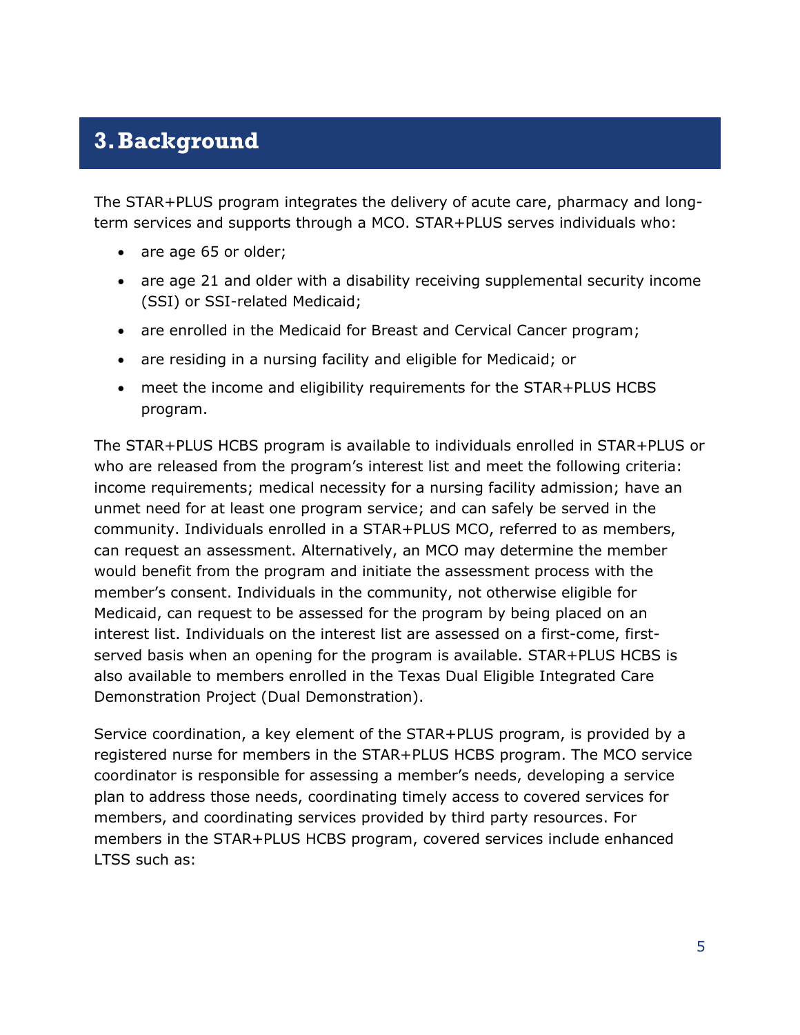# 3. Background

The STAR+PLUS program integrates the delivery of acute care, pharmacy and long-term services and supports through a MCO. STAR+PLUS serves individuals who:

- are age 65 or older;
- are age 21 and older with a disability receiving supplemental security income (SSI) or SSI-related Medicaid;
- are enrolled in the Medicaid for Breast and Cervical Cancer program;
- are residing in a nursing facility and eligible for Medicaid; or
- meet the income and eligibility requirements for the STAR+PLUS HCBS program.

The STAR+PLUS HCBS program is available to individuals enrolled in STAR+PLUS or who are released from the program's interest list and meet the following criteria: income requirements; medical necessity for a nursing facility admission; have an unmet need for at least one program service; and can safely be served in the community. Individuals enrolled in a STAR+PLUS MCO, referred to as members, can request an assessment. Alternatively, an MCO may determine the member would benefit from the program and initiate the assessment process with the member's consent. Individuals in the community, not otherwise eligible for Medicaid, can request to be assessed for the program by being placed on an interest list. Individuals on the interest list are assessed on a first-come, first-served basis when an opening for the program is available. STAR+PLUS HCBS is also available to members enrolled in the Texas Dual Eligible Integrated Care Demonstration Project (Dual Demonstration).

Service coordination, a key element of the STAR+PLUS program, is provided by a registered nurse for members in the STAR+PLUS HCBS program. The MCO service coordinator is responsible for assessing a member's needs, developing a service plan to address those needs, coordinating timely access to covered services for members, and coordinating services provided by third party resources. For members in the STAR+PLUS HCBS program, covered services include enhanced LTSS such as: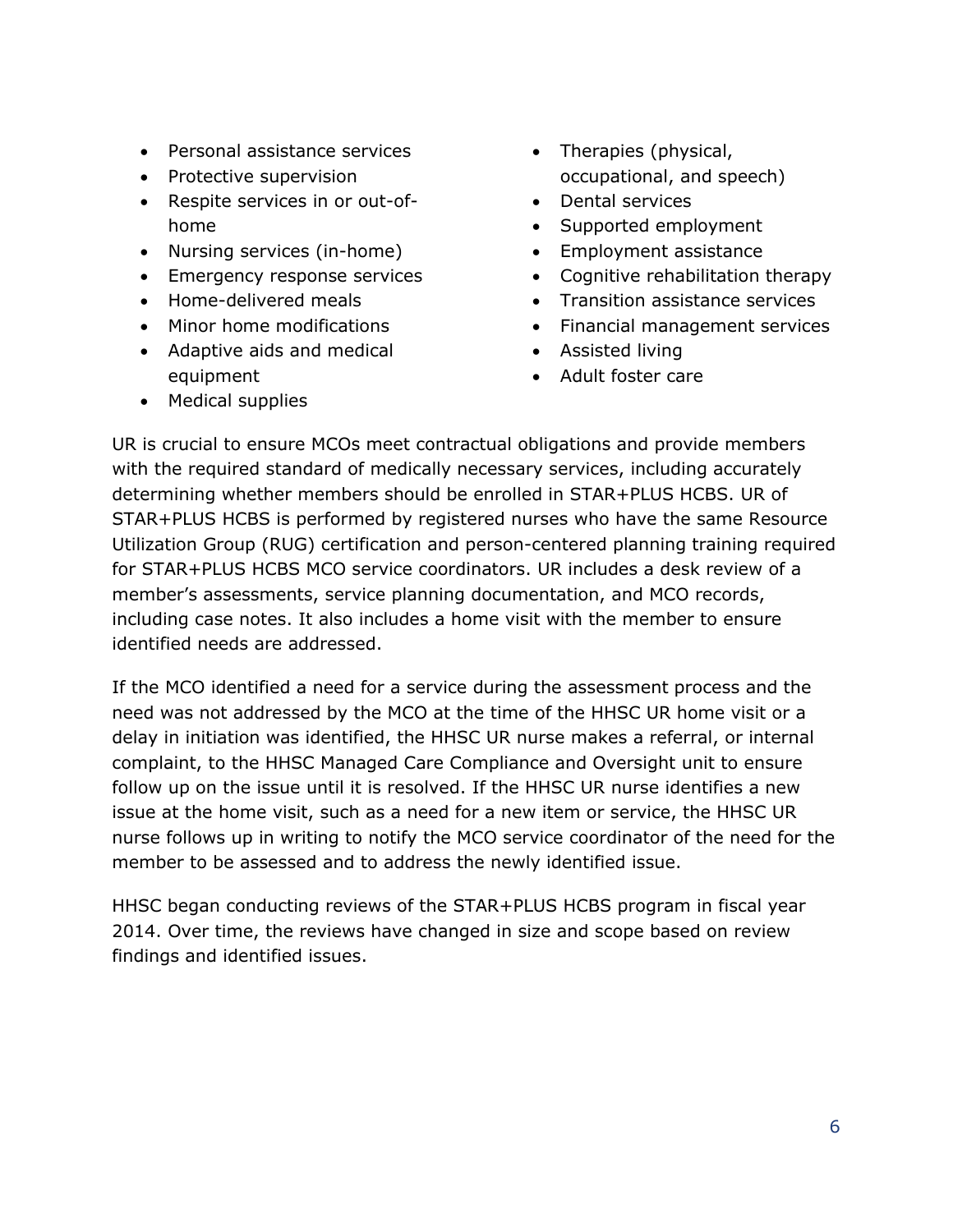- Personal assistance services
- Protective supervision
- Respite services in or out-of-home
- Nursing services (in-home)
- Emergency response services
- Home-delivered meals
- Minor home modifications
- Adaptive aids and medical equipment
- Medical supplies
- Therapies (physical, occupational, and speech)
- Dental services
- Supported employment
- Employment assistance
- Cognitive rehabilitation therapy
- Transition assistance services
- Financial management services
- Assisted living
- Adult foster care

UR is crucial to ensure MCOs meet contractual obligations and provide members with the required standard of medically necessary services, including accurately determining whether members should be enrolled in STAR+PLUS HCBS. UR of STAR+PLUS HCBS is performed by registered nurses who have the same Resource Utilization Group (RUG) certification and person-centered planning training required for STAR+PLUS HCBS MCO service coordinators. UR includes a desk review of a member's assessments, service planning documentation, and MCO records, including case notes. It also includes a home visit with the member to ensure identified needs are addressed.

If the MCO identified a need for a service during the assessment process and the need was not addressed by the MCO at the time of the HHSC UR home visit or a delay in initiation was identified, the HHSC UR nurse makes a referral, or internal complaint, to the HHSC Managed Care Compliance and Oversight unit to ensure follow up on the issue until it is resolved. If the HHSC UR nurse identifies a new issue at the home visit, such as a need for a new item or service, the HHSC UR nurse follows up in writing to notify the MCO service coordinator of the need for the member to be assessed and to address the newly identified issue.

HHSC began conducting reviews of the STAR+PLUS HCBS program in fiscal year 2014. Over time, the reviews have changed in size and scope based on review findings and identified issues.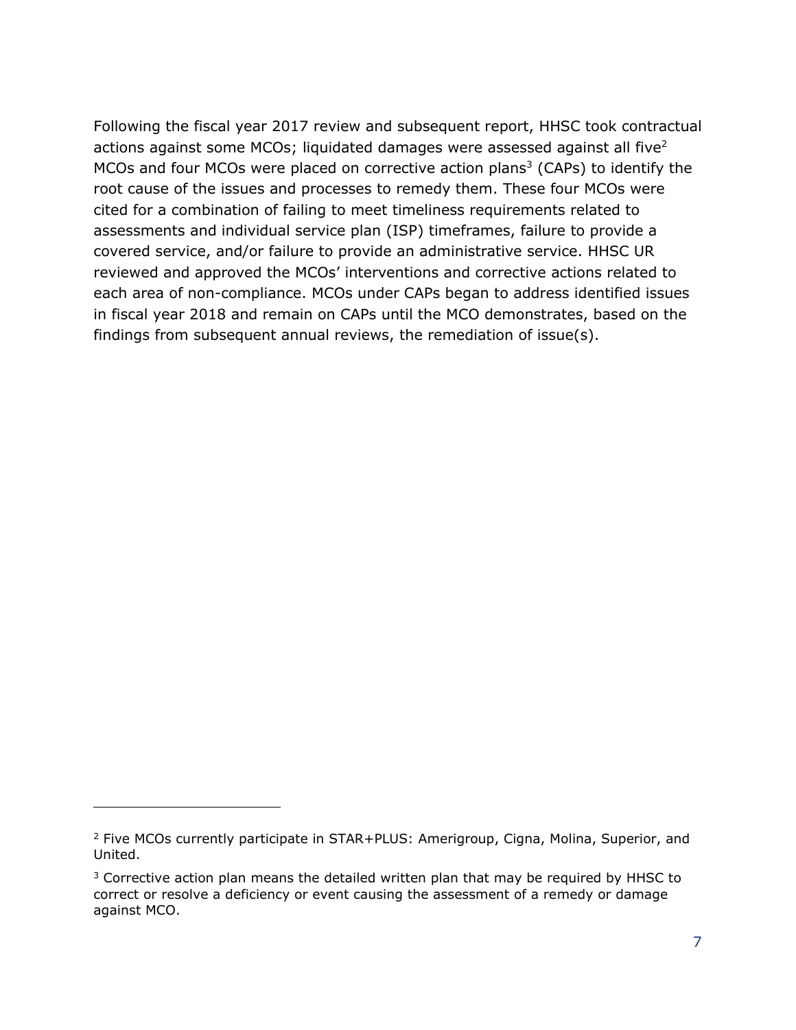Following the fiscal year 2017 review and subsequent report, HHSC took contractual actions against some MCOs; liquidated damages were assessed against all five[2] MCOs and four MCOs were placed on corrective action plans[3] (CAPs) to identify the root cause of the issues and processes to remedy them. These four MCOs were cited for a combination of failing to meet timeliness requirements related to assessments and individual service plan (ISP) timeframes, failure to provide a covered service, and/or failure to provide an administrative service. HHSC UR reviewed and approved the MCOs' interventions and corrective actions related to each area of non-compliance. MCOs under CAPs began to address identified issues in fiscal year 2018 and remain on CAPs until the MCO demonstrates, based on the findings from subsequent annual reviews, the remediation of issue(s).

---

[2] Five MCOs currently participate in STAR+PLUS: Amerigroup, Cigna, Molina, Superior, and United.

[3] Corrective action plan means the detailed written plan that may be required by HHSC to correct or resolve a deficiency or event causing the assessment of a remedy or damage against MCO.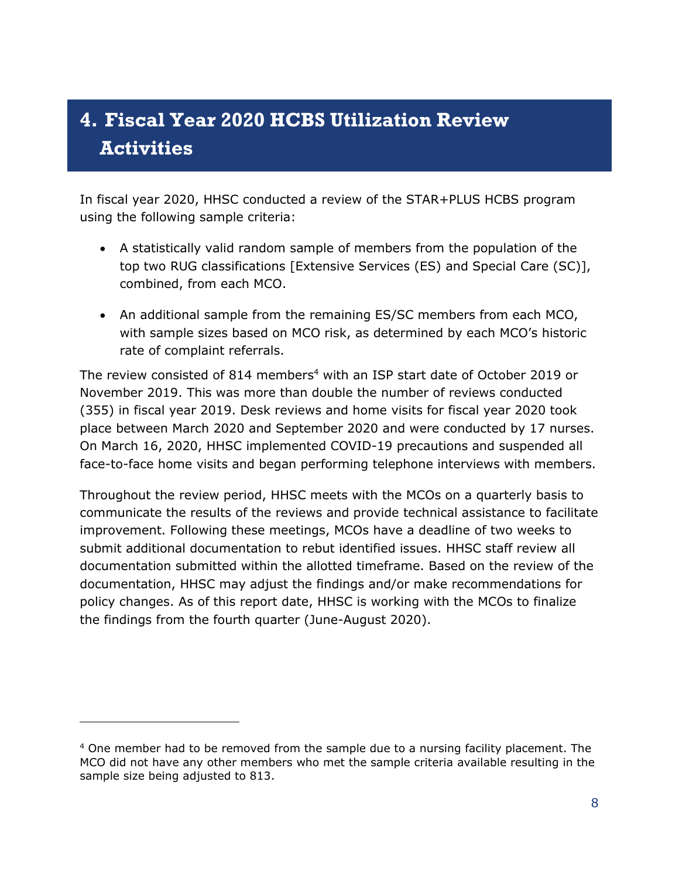# 4. Fiscal Year 2020 HCBS Utilization Review Activities

In fiscal year 2020, HHSC conducted a review of the STAR+PLUS HCBS program using the following sample criteria:

- A statistically valid random sample of members from the population of the top two RUG classifications [Extensive Services (ES) and Special Care (SC)], combined, from each MCO.
- An additional sample from the remaining ES/SC members from each MCO, with sample sizes based on MCO risk, as determined by each MCO's historic rate of complaint referrals.

The review consisted of 814 members[4] with an ISP start date of October 2019 or November 2019. This was more than double the number of reviews conducted (355) in fiscal year 2019. Desk reviews and home visits for fiscal year 2020 took place between March 2020 and September 2020 and were conducted by 17 nurses. On March 16, 2020, HHSC implemented COVID-19 precautions and suspended all face-to-face home visits and began performing telephone interviews with members.

Throughout the review period, HHSC meets with the MCOs on a quarterly basis to communicate the results of the reviews and provide technical assistance to facilitate improvement. Following these meetings, MCOs have a deadline of two weeks to submit additional documentation to rebut identified issues. HHSC staff review all documentation submitted within the allotted timeframe. Based on the review of the documentation, HHSC may adjust the findings and/or make recommendations for policy changes. As of this report date, HHSC is working with the MCOs to finalize the findings from the fourth quarter (June-August 2020).

---

[4] One member had to be removed from the sample due to a nursing facility placement. The MCO did not have any other members who met the sample criteria available resulting in the sample size being adjusted to 813.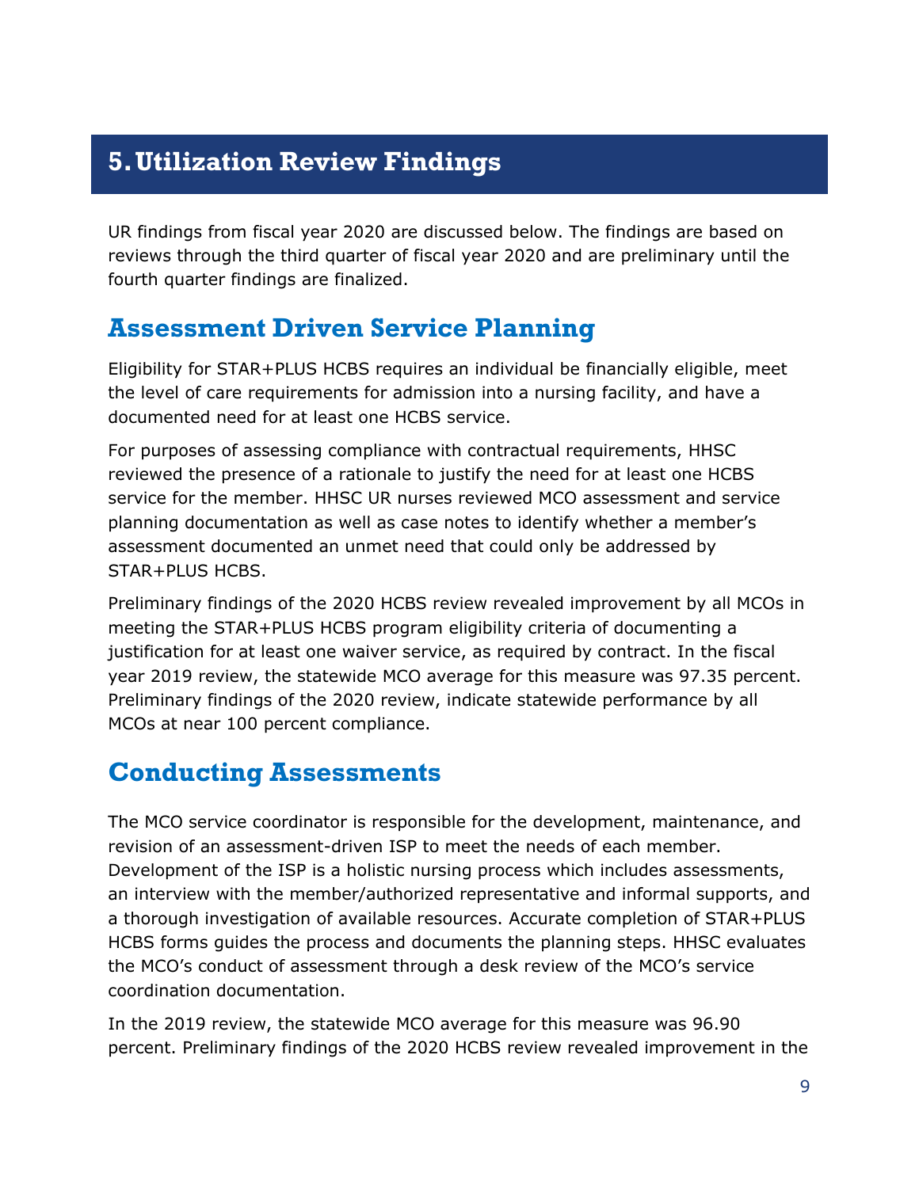# 5. Utilization Review Findings

UR findings from fiscal year 2020 are discussed below. The findings are based on reviews through the third quarter of fiscal year 2020 and are preliminary until the fourth quarter findings are finalized.

## Assessment Driven Service Planning

Eligibility for STAR+PLUS HCBS requires an individual be financially eligible, meet the level of care requirements for admission into a nursing facility, and have a documented need for at least one HCBS service.

For purposes of assessing compliance with contractual requirements, HHSC reviewed the presence of a rationale to justify the need for at least one HCBS service for the member. HHSC UR nurses reviewed MCO assessment and service planning documentation as well as case notes to identify whether a member's assessment documented an unmet need that could only be addressed by STAR+PLUS HCBS.

Preliminary findings of the 2020 HCBS review revealed improvement by all MCOs in meeting the STAR+PLUS HCBS program eligibility criteria of documenting a justification for at least one waiver service, as required by contract. In the fiscal year 2019 review, the statewide MCO average for this measure was 97.35 percent. Preliminary findings of the 2020 review, indicate statewide performance by all MCOs at near 100 percent compliance.

## Conducting Assessments

The MCO service coordinator is responsible for the development, maintenance, and revision of an assessment-driven ISP to meet the needs of each member. Development of the ISP is a holistic nursing process which includes assessments, an interview with the member/authorized representative and informal supports, and a thorough investigation of available resources. Accurate completion of STAR+PLUS HCBS forms guides the process and documents the planning steps. HHSC evaluates the MCO's conduct of assessment through a desk review of the MCO's service coordination documentation.

In the 2019 review, the statewide MCO average for this measure was 96.90 percent. Preliminary findings of the 2020 HCBS review revealed improvement in the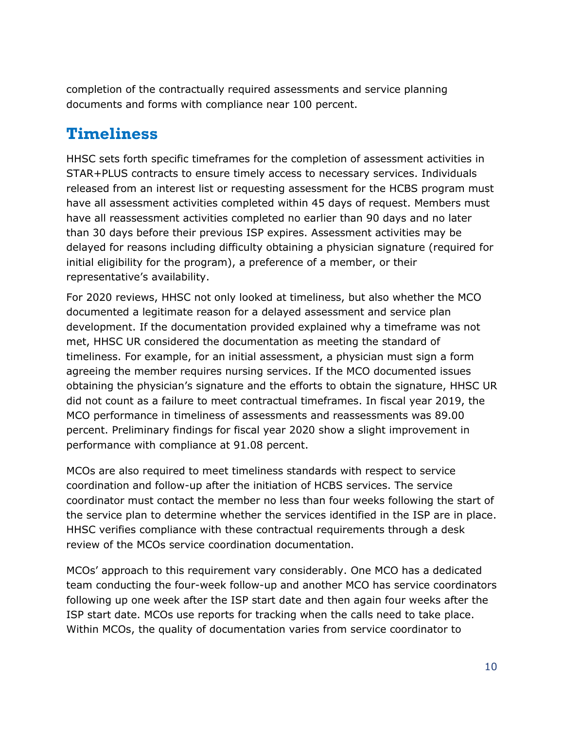completion of the contractually required assessments and service planning documents and forms with compliance near 100 percent.

## Timeliness

HHSC sets forth specific timeframes for the completion of assessment activities in STAR+PLUS contracts to ensure timely access to necessary services. Individuals released from an interest list or requesting assessment for the HCBS program must have all assessment activities completed within 45 days of request. Members must have all reassessment activities completed no earlier than 90 days and no later than 30 days before their previous ISP expires. Assessment activities may be delayed for reasons including difficulty obtaining a physician signature (required for initial eligibility for the program), a preference of a member, or their representative's availability.

For 2020 reviews, HHSC not only looked at timeliness, but also whether the MCO documented a legitimate reason for a delayed assessment and service plan development. If the documentation provided explained why a timeframe was not met, HHSC UR considered the documentation as meeting the standard of timeliness. For example, for an initial assessment, a physician must sign a form agreeing the member requires nursing services. If the MCO documented issues obtaining the physician's signature and the efforts to obtain the signature, HHSC UR did not count as a failure to meet contractual timeframes. In fiscal year 2019, the MCO performance in timeliness of assessments and reassessments was 89.00 percent. Preliminary findings for fiscal year 2020 show a slight improvement in performance with compliance at 91.08 percent.

MCOs are also required to meet timeliness standards with respect to service coordination and follow-up after the initiation of HCBS services. The service coordinator must contact the member no less than four weeks following the start of the service plan to determine whether the services identified in the ISP are in place. HHSC verifies compliance with these contractual requirements through a desk review of the MCOs service coordination documentation.

MCOs' approach to this requirement vary considerably. One MCO has a dedicated team conducting the four-week follow-up and another MCO has service coordinators following up one week after the ISP start date and then again four weeks after the ISP start date. MCOs use reports for tracking when the calls need to take place. Within MCOs, the quality of documentation varies from service coordinator to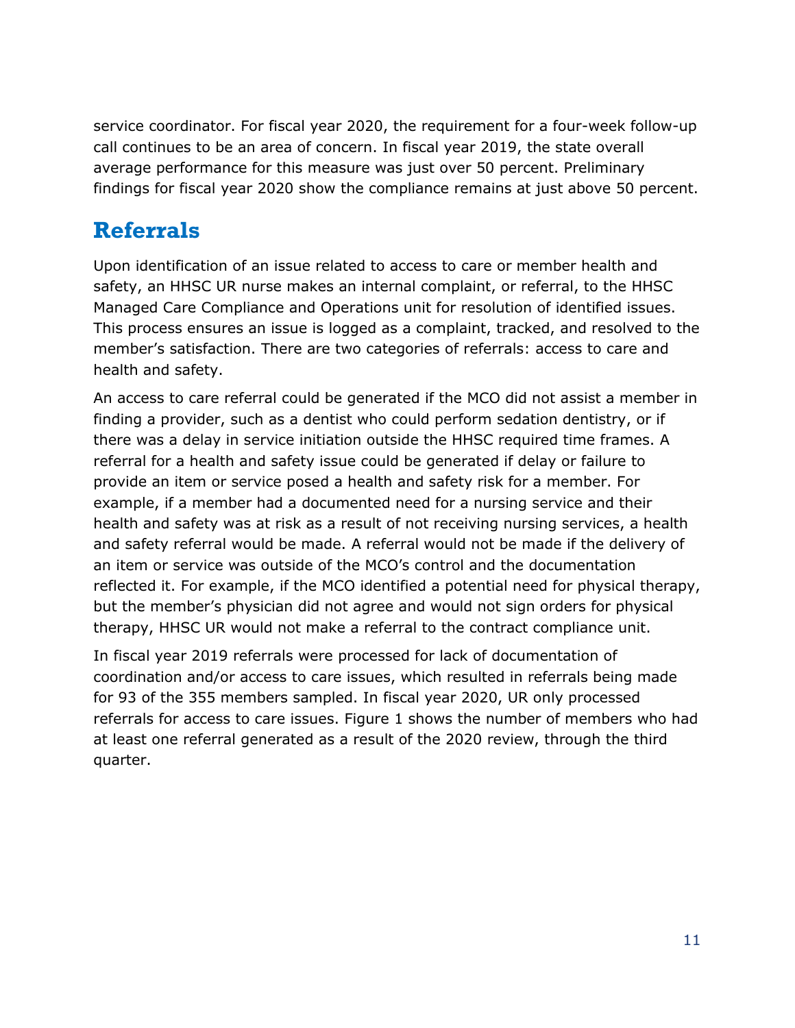service coordinator. For fiscal year 2020, the requirement for a four-week follow-up call continues to be an area of concern. In fiscal year 2019, the state overall average performance for this measure was just over 50 percent. Preliminary findings for fiscal year 2020 show the compliance remains at just above 50 percent.

## Referrals

Upon identification of an issue related to access to care or member health and safety, an HHSC UR nurse makes an internal complaint, or referral, to the HHSC Managed Care Compliance and Operations unit for resolution of identified issues. This process ensures an issue is logged as a complaint, tracked, and resolved to the member's satisfaction. There are two categories of referrals: access to care and health and safety.

An access to care referral could be generated if the MCO did not assist a member in finding a provider, such as a dentist who could perform sedation dentistry, or if there was a delay in service initiation outside the HHSC required time frames. A referral for a health and safety issue could be generated if delay or failure to provide an item or service posed a health and safety risk for a member. For example, if a member had a documented need for a nursing service and their health and safety was at risk as a result of not receiving nursing services, a health and safety referral would be made. A referral would not be made if the delivery of an item or service was outside of the MCO's control and the documentation reflected it. For example, if the MCO identified a potential need for physical therapy, but the member's physician did not agree and would not sign orders for physical therapy, HHSC UR would not make a referral to the contract compliance unit.

In fiscal year 2019 referrals were processed for lack of documentation of coordination and/or access to care issues, which resulted in referrals being made for 93 of the 355 members sampled. In fiscal year 2020, UR only processed referrals for access to care issues. Figure 1 shows the number of members who had at least one referral generated as a result of the 2020 review, through the third quarter.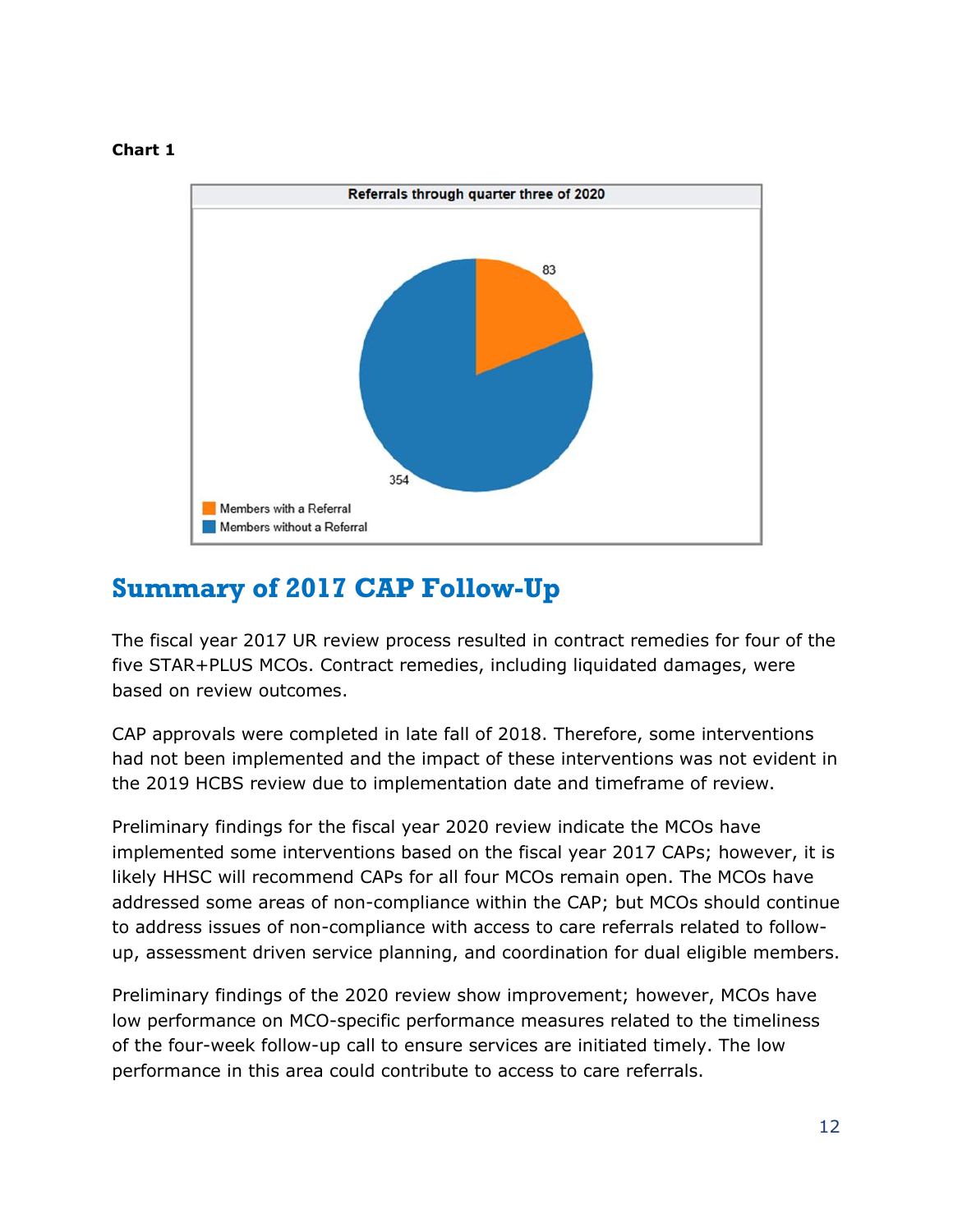**Chart 1**

Referrals through quarter three of 2020

- 83
- 354

Members with a Referral
Members without a Referral

## Summary of 2017 CAP Follow-Up

The fiscal year 2017 UR review process resulted in contract remedies for four of the five STAR+PLUS MCOs. Contract remedies, including liquidated damages, were based on review outcomes.

CAP approvals were completed in late fall of 2018. Therefore, some interventions had not been implemented and the impact of these interventions was not evident in the 2019 HCBS review due to implementation date and timeframe of review.

Preliminary findings for the fiscal year 2020 review indicate the MCOs have implemented some interventions based on the fiscal year 2017 CAPs; however, it is likely HHSC will recommend CAPs for all four MCOs remain open. The MCOs have addressed some areas of non-compliance within the CAP; but MCOs should continue to address issues of non-compliance with access to care referrals related to follow-up, assessment driven service planning, and coordination for dual eligible members.

Preliminary findings of the 2020 review show improvement; however, MCOs have low performance on MCO-specific performance measures related to the timeliness of the four-week follow-up call to ensure services are initiated timely. The low performance in this area could contribute to access to care referrals.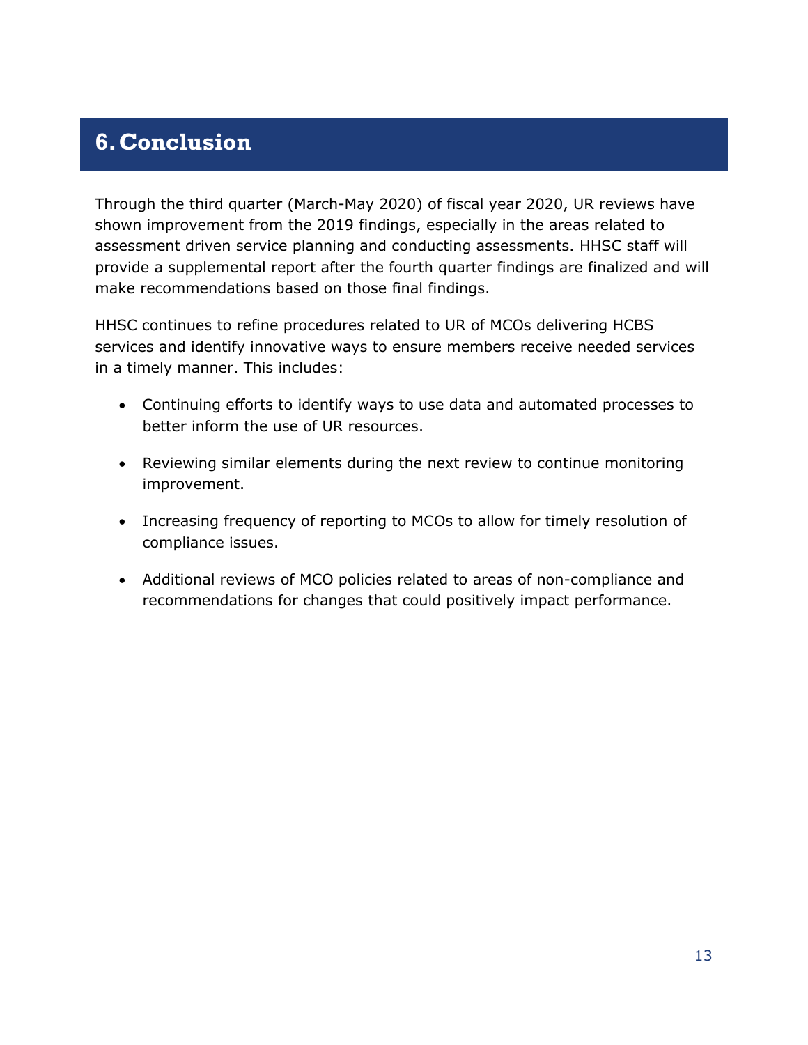# 6. Conclusion

Through the third quarter (March-May 2020) of fiscal year 2020, UR reviews have shown improvement from the 2019 findings, especially in the areas related to assessment driven service planning and conducting assessments. HHSC staff will provide a supplemental report after the fourth quarter findings are finalized and will make recommendations based on those final findings.

HHSC continues to refine procedures related to UR of MCOs delivering HCBS services and identify innovative ways to ensure members receive needed services in a timely manner. This includes:

- Continuing efforts to identify ways to use data and automated processes to better inform the use of UR resources.
- Reviewing similar elements during the next review to continue monitoring improvement.
- Increasing frequency of reporting to MCOs to allow for timely resolution of compliance issues.
- Additional reviews of MCO policies related to areas of non-compliance and recommendations for changes that could positively impact performance.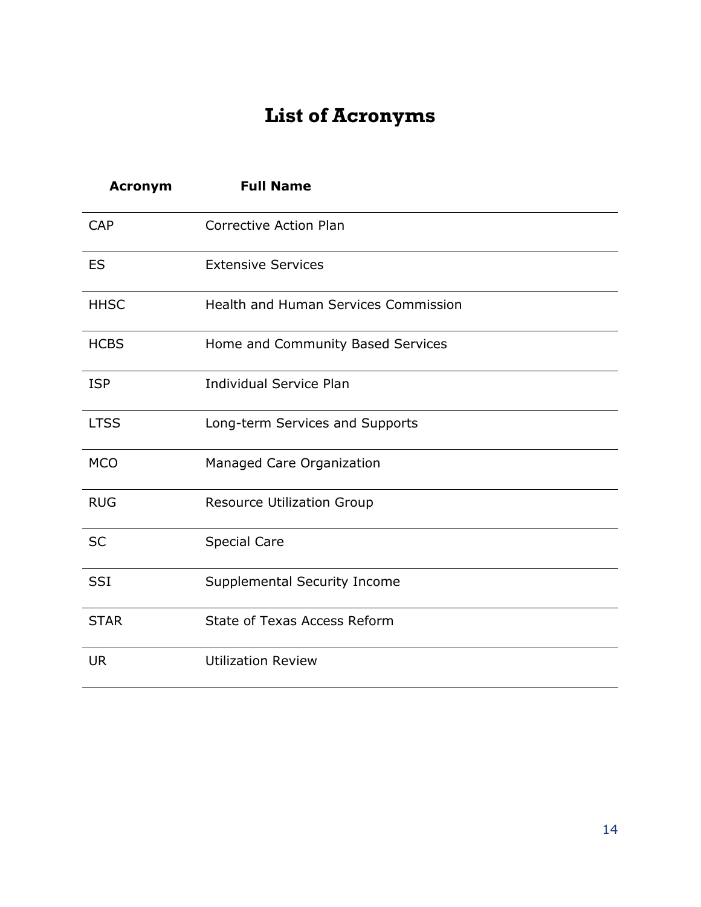# List of Acronyms

| Acronym | Full Name |
|---|---|
| CAP | Corrective Action Plan |
| ES | Extensive Services |
| HHSC | Health and Human Services Commission |
| HCBS | Home and Community Based Services |
| ISP | Individual Service Plan |
| LTSS | Long-term Services and Supports |
| MCO | Managed Care Organization |
| RUG | Resource Utilization Group |
| SC | Special Care |
| SSI | Supplemental Security Income |
| STAR | State of Texas Access Reform |
| UR | Utilization Review |